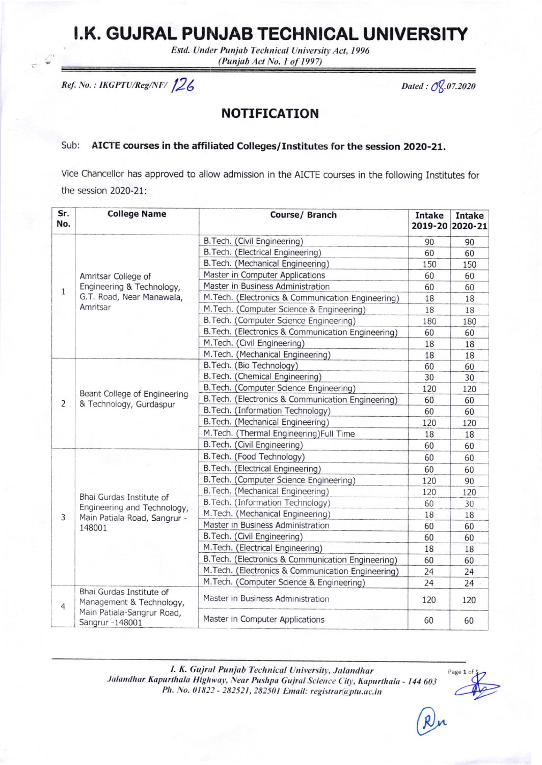# I.K. GUJRAL PUNJAB TECHNICAL UNIVERSITY

*Estd. Under Punjab Technical University Act, 1996*
*(Punjab Act No. 1 of 1997)*

*Ref. No. : IKGPTU/Reg/NF/ 126* *Dated : 08.07.2020*

## NOTIFICATION

Sub: **AICTE courses in the affiliated Colleges/Institutes for the session 2020-21.**

Vice Chancellor has approved to allow admission in the AICTE courses in the following Institutes for the session 2020-21:

| Sr. No. | College Name | Course/ Branch | Intake 2019-20 | Intake 2020-21 |
|---|---|---|---|---|
| 1 | Amritsar College of Engineering & Technology, G.T. Road, Near Manawala, Amritsar | B.Tech. (Civil Engineering) | 90 | 90 |
| | | B.Tech. (Electrical Engineering) | 60 | 60 |
| | | B.Tech. (Mechanical Engineering) | 150 | 150 |
| | | Master in Computer Applications | 60 | 60 |
| | | Master in Business Administration | 60 | 60 |
| | | M.Tech. (Electronics & Communication Engineering) | 18 | 18 |
| | | M.Tech. (Computer Science & Engineering) | 18 | 18 |
| | | B.Tech. (Computer Science Engineering) | 180 | 180 |
| | | B.Tech. (Electronics & Communication Engineering) | 60 | 60 |
| | | M.Tech. (Civil Engineering) | 18 | 18 |
| | | M.Tech. (Mechanical Engineering) | 18 | 18 |
| 2 | Beant College of Engineering & Technology, Gurdaspur | B.Tech. (Bio Technology) | 60 | 60 |
| | | B.Tech. (Chemical Engineering) | 30 | 30 |
| | | B.Tech. (Computer Science Engineering) | 120 | 120 |
| | | B.Tech. (Electronics & Communication Engineering) | 60 | 60 |
| | | B.Tech. (Information Technology) | 60 | 60 |
| | | B.Tech. (Mechanical Engineering) | 120 | 120 |
| | | M.Tech. (Thermal Engineering)Full Time | 18 | 18 |
| | | B.Tech. (Civil Engineering) | 60 | 60 |
| 3 | Bhai Gurdas Institute of Engineering and Technology, Main Patiala Road, Sangrur - 148001 | B.Tech. (Food Technology) | 60 | 60 |
| | | B.Tech. (Electrical Engineering) | 60 | 60 |
| | | B.Tech. (Computer Science Engineering) | 120 | 90 |
| | | B.Tech. (Mechanical Engineering) | 120 | 120 |
| | | B.Tech. (Information Technology) | 60 | 30 |
| | | M.Tech. (Mechanical Engineering) | 18 | 18 |
| | | Master in Business Administration | 60 | 60 |
| | | B.Tech. (Civil Engineering) | 60 | 60 |
| | | M.Tech. (Electrical Engineering) | 18 | 18 |
| | | B.Tech. (Electronics & Communication Engineering) | 60 | 60 |
| | | M.Tech. (Electronics & Communication Engineering) | 24 | 24 |
| | | M.Tech. (Computer Science & Engineering) | 24 | 24 |
| 4 | Bhai Gurdas Institute of Management & Technology, Main Patiala-Sangrur Road, Sangrur -148001 | Master in Business Administration | 120 | 120 |
| | | Master in Computer Applications | 60 | 60 |

*I. K. Gujral Punjab Technical University, Jalandhar*
*Jalandhar Kapurthala Highway, Near Pushpa Gujral Science City, Kapurthala - 144 603*
*Ph. No. 01822 - 282521, 282501 Email: registrar@ptu.ac.in*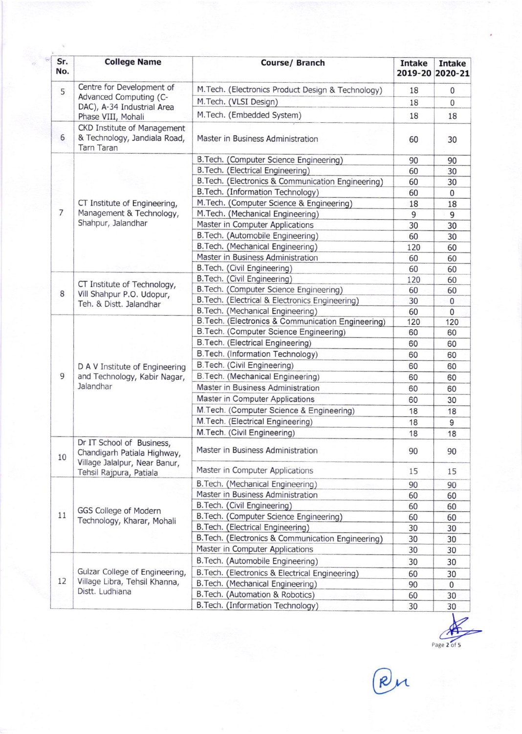| Sr. No. | College Name | Course/ Branch | Intake 2019-20 | Intake 2020-21 |
|---|---|---|---|---|
| 5 | Centre for Development of Advanced Computing (C-DAC), A-34 Industrial Area Phase VIII, Mohali | M.Tech. (Electronics Product Design & Technology) | 18 | 0 |
| | | M.Tech. (VLSI Design) | 18 | 0 |
| | | M.Tech. (Embedded System) | 18 | 18 |
| 6 | CKD Institute of Management & Technology, Jandiala Road, Tarn Taran | Master in Business Administration | 60 | 30 |
| 7 | CT Institute of Engineering, Management & Technology, Shahpur, Jalandhar | B.Tech. (Computer Science Engineering) | 90 | 90 |
| | | B.Tech. (Electrical Engineering) | 60 | 30 |
| | | B.Tech. (Electronics & Communication Engineering) | 60 | 30 |
| | | B.Tech. (Information Technology) | 60 | 0 |
| | | M.Tech. (Computer Science & Engineering) | 18 | 18 |
| | | M.Tech. (Mechanical Engineering) | 9 | 9 |
| | | Master in Computer Applications | 30 | 30 |
| | | B.Tech. (Automobile Engineering) | 60 | 30 |
| | | B.Tech. (Mechanical Engineering) | 120 | 60 |
| | | Master in Business Administration | 60 | 60 |
| | | B.Tech. (Civil Engineering) | 60 | 60 |
| 8 | CT Institute of Technology, Vill Shahpur P.O. Udopur, Teh. & Distt. Jalandhar | B.Tech. (Civil Engineering) | 120 | 60 |
| | | B.Tech. (Computer Science Engineering) | 60 | 60 |
| | | B.Tech. (Electrical & Electronics Engineering) | 30 | 0 |
| | | B.Tech. (Mechanical Engineering) | 60 | 0 |
| 9 | D A V Institute of Engineering and Technology, Kabir Nagar, Jalandhar | B.Tech. (Electronics & Communication Engineering) | 120 | 120 |
| | | B.Tech. (Computer Science Engineering) | 60 | 60 |
| | | B.Tech. (Electrical Engineering) | 60 | 60 |
| | | B.Tech. (Information Technology) | 60 | 60 |
| | | B.Tech. (Civil Engineering) | 60 | 60 |
| | | B.Tech. (Mechanical Engineering) | 60 | 60 |
| | | Master in Business Administration | 60 | 60 |
| | | Master in Computer Applications | 60 | 30 |
| | | M.Tech. (Computer Science & Engineering) | 18 | 18 |
| | | M.Tech. (Electrical Engineering) | 18 | 9 |
| | | M.Tech. (Civil Engineering) | 18 | 18 |
| 10 | Dr IT School of Business, Chandigarh Patiala Highway, Village Jalalpur, Near Banur, Tehsil Rajpura, Patiala | Master in Business Administration | 90 | 90 |
| | | Master in Computer Applications | 15 | 15 |
| 11 | GGS College of Modern Technology, Kharar, Mohali | B.Tech. (Mechanical Engineering) | 90 | 90 |
| | | Master in Business Administration | 60 | 60 |
| | | B.Tech. (Civil Engineering) | 60 | 60 |
| | | B.Tech. (Computer Science Engineering) | 60 | 60 |
| | | B.Tech. (Electrical Engineering) | 30 | 30 |
| | | B.Tech. (Electronics & Communication Engineering) | 30 | 30 |
| | | Master in Computer Applications | 30 | 30 |
| 12 | Gulzar College of Engineering, Village Libra, Tehsil Khanna, Distt. Ludhiana | B.Tech. (Automobile Engineering) | 30 | 30 |
| | | B.Tech. (Electronics & Electrical Engineering) | 60 | 30 |
| | | B.Tech. (Mechanical Engineering) | 90 | 0 |
| | | B.Tech. (Automation & Robotics) | 60 | 30 |
| | | B.Tech. (Information Technology) | 30 | 30 |